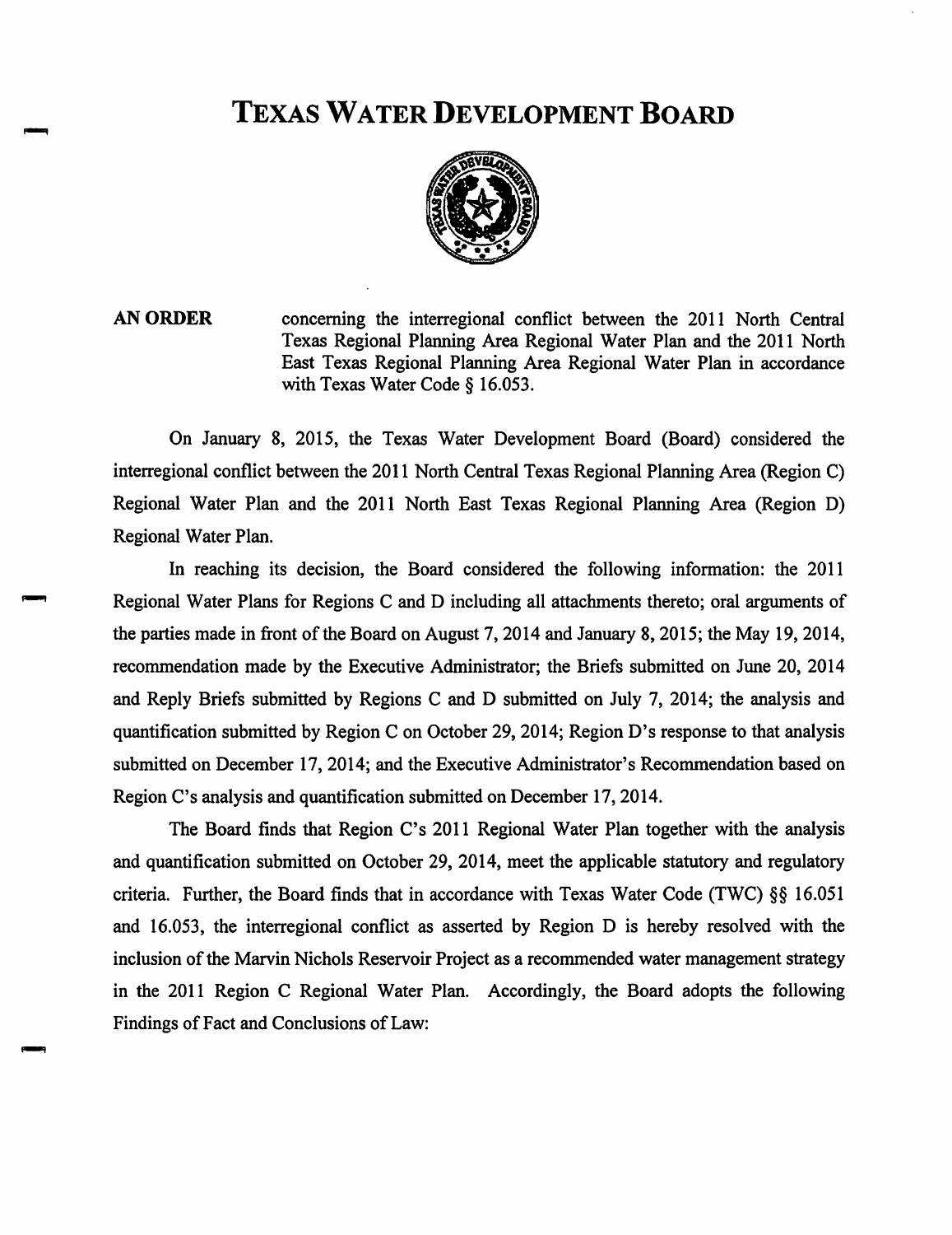# TEXAS WATER DEVELOPMENT BOARD

**AN ORDER** concerning the interregional conflict between the 2011 North Central Texas Regional Planning Area Regional Water Plan and the 2011 North East Texas Regional Planning Area Regional Water Plan in accordance with Texas Water Code § 16.053.

On January 8, 2015, the Texas Water Development Board (Board) considered the interregional conflict between the 2011 North Central Texas Regional Planning Area (Region C) Regional Water Plan and the 2011 North East Texas Regional Planning Area (Region D) Regional Water Plan.

In reaching its decision, the Board considered the following information: the 2011 Regional Water Plans for Regions C and D including all attachments thereto; oral arguments of the parties made in front of the Board on August 7, 2014 and January 8, 2015; the May 19, 2014, recommendation made by the Executive Administrator; the Briefs submitted on June 20, 2014 and Reply Briefs submitted by Regions C and D submitted on July 7, 2014; the analysis and quantification submitted by Region C on October 29, 2014; Region D's response to that analysis submitted on December 17, 2014; and the Executive Administrator's Recommendation based on Region C's analysis and quantification submitted on December 17, 2014.

The Board finds that Region C's 2011 Regional Water Plan together with the analysis and quantification submitted on October 29, 2014, meet the applicable statutory and regulatory criteria. Further, the Board finds that in accordance with Texas Water Code (TWC) §§ 16.051 and 16.053, the interregional conflict as asserted by Region D is hereby resolved with the inclusion of the Marvin Nichols Reservoir Project as a recommended water management strategy in the 2011 Region C Regional Water Plan. Accordingly, the Board adopts the following Findings of Fact and Conclusions of Law: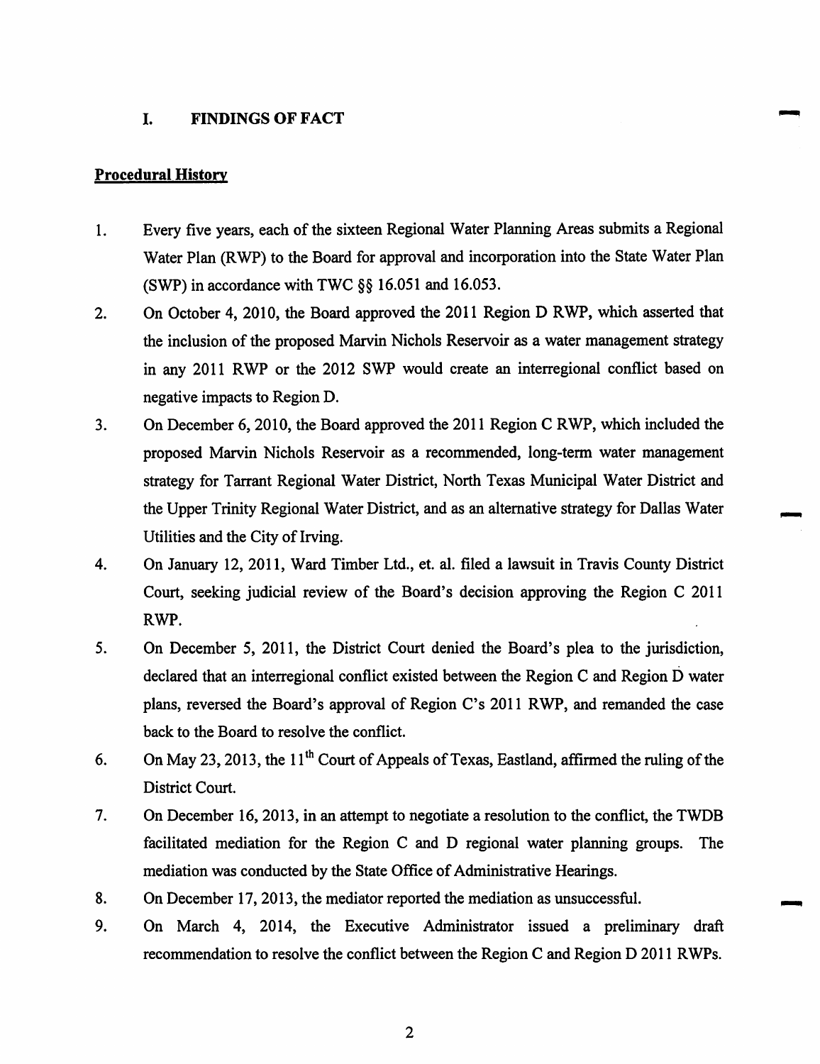## I. FINDINGS OF FACT

**Procedural History**

1. Every five years, each of the sixteen Regional Water Planning Areas submits a Regional Water Plan (RWP) to the Board for approval and incorporation into the State Water Plan (SWP) in accordance with TWC §§ 16.051 and 16.053.
2. On October 4, 2010, the Board approved the 2011 Region D RWP, which asserted that the inclusion of the proposed Marvin Nichols Reservoir as a water management strategy in any 2011 RWP or the 2012 SWP would create an interregional conflict based on negative impacts to Region D.
3. On December 6, 2010, the Board approved the 2011 Region C RWP, which included the proposed Marvin Nichols Reservoir as a recommended, long-term water management strategy for Tarrant Regional Water District, North Texas Municipal Water District and the Upper Trinity Regional Water District, and as an alternative strategy for Dallas Water Utilities and the City of Irving.
4. On January 12, 2011, Ward Timber Ltd., et. al. filed a lawsuit in Travis County District Court, seeking judicial review of the Board's decision approving the Region C 2011 RWP.
5. On December 5, 2011, the District Court denied the Board's plea to the jurisdiction, declared that an interregional conflict existed between the Region C and Region D water plans, reversed the Board's approval of Region C's 2011 RWP, and remanded the case back to the Board to resolve the conflict.
6. On May 23, 2013, the 11th Court of Appeals of Texas, Eastland, affirmed the ruling of the District Court.
7. On December 16, 2013, in an attempt to negotiate a resolution to the conflict, the TWDB facilitated mediation for the Region C and D regional water planning groups. The mediation was conducted by the State Office of Administrative Hearings.
8. On December 17, 2013, the mediator reported the mediation as unsuccessful.
9. On March 4, 2014, the Executive Administrator issued a preliminary draft recommendation to resolve the conflict between the Region C and Region D 2011 RWPs.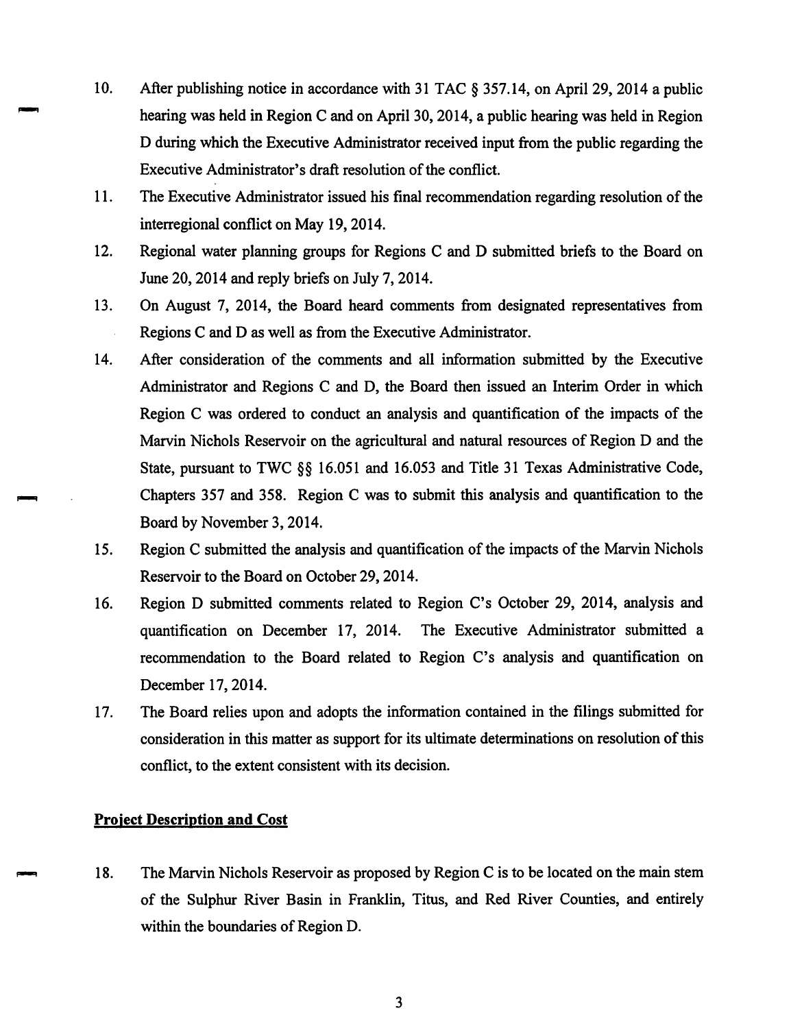10. After publishing notice in accordance with 31 TAC § 357.14, on April 29, 2014 a public hearing was held in Region C and on April 30, 2014, a public hearing was held in Region D during which the Executive Administrator received input from the public regarding the Executive Administrator's draft resolution of the conflict.

11. The Executive Administrator issued his final recommendation regarding resolution of the interregional conflict on May 19, 2014.

12. Regional water planning groups for Regions C and D submitted briefs to the Board on June 20, 2014 and reply briefs on July 7, 2014.

13. On August 7, 2014, the Board heard comments from designated representatives from Regions C and D as well as from the Executive Administrator.

14. After consideration of the comments and all information submitted by the Executive Administrator and Regions C and D, the Board then issued an Interim Order in which Region C was ordered to conduct an analysis and quantification of the impacts of the Marvin Nichols Reservoir on the agricultural and natural resources of Region D and the State, pursuant to TWC §§ 16.051 and 16.053 and Title 31 Texas Administrative Code, Chapters 357 and 358. Region C was to submit this analysis and quantification to the Board by November 3, 2014.

15. Region C submitted the analysis and quantification of the impacts of the Marvin Nichols Reservoir to the Board on October 29, 2014.

16. Region D submitted comments related to Region C's October 29, 2014, analysis and quantification on December 17, 2014. The Executive Administrator submitted a recommendation to the Board related to Region C's analysis and quantification on December 17, 2014.

17. The Board relies upon and adopts the information contained in the filings submitted for consideration in this matter as support for its ultimate determinations on resolution of this conflict, to the extent consistent with its decision.

**Project Description and Cost**

18. The Marvin Nichols Reservoir as proposed by Region C is to be located on the main stem of the Sulphur River Basin in Franklin, Titus, and Red River Counties, and entirely within the boundaries of Region D.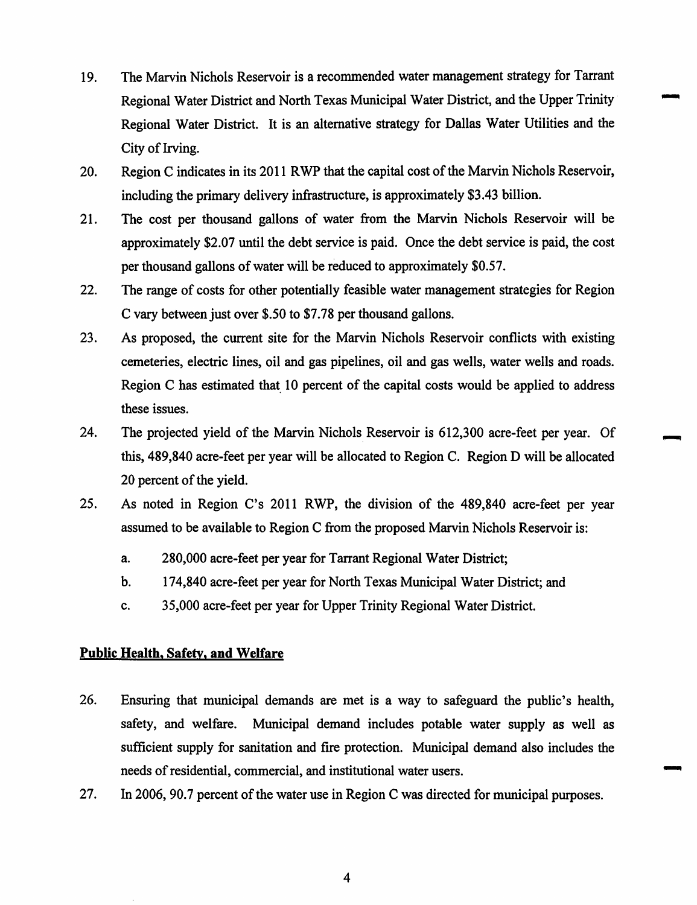19. The Marvin Nichols Reservoir is a recommended water management strategy for Tarrant Regional Water District and North Texas Municipal Water District, and the Upper Trinity Regional Water District. It is an alternative strategy for Dallas Water Utilities and the City of Irving.
20. Region C indicates in its 2011 RWP that the capital cost of the Marvin Nichols Reservoir, including the primary delivery infrastructure, is approximately $3.43 billion.
21. The cost per thousand gallons of water from the Marvin Nichols Reservoir will be approximately $2.07 until the debt service is paid. Once the debt service is paid, the cost per thousand gallons of water will be reduced to approximately $0.57.
22. The range of costs for other potentially feasible water management strategies for Region C vary between just over $.50 to $7.78 per thousand gallons.
23. As proposed, the current site for the Marvin Nichols Reservoir conflicts with existing cemeteries, electric lines, oil and gas pipelines, oil and gas wells, water wells and roads. Region C has estimated that 10 percent of the capital costs would be applied to address these issues.
24. The projected yield of the Marvin Nichols Reservoir is 612,300 acre-feet per year. Of this, 489,840 acre-feet per year will be allocated to Region C. Region D will be allocated 20 percent of the yield.
25. As noted in Region C's 2011 RWP, the division of the 489,840 acre-feet per year assumed to be available to Region C from the proposed Marvin Nichols Reservoir is:
    a. 280,000 acre-feet per year for Tarrant Regional Water District;
    b. 174,840 acre-feet per year for North Texas Municipal Water District; and
    c. 35,000 acre-feet per year for Upper Trinity Regional Water District.

**Public Health, Safety, and Welfare**

26. Ensuring that municipal demands are met is a way to safeguard the public's health, safety, and welfare. Municipal demand includes potable water supply as well as sufficient supply for sanitation and fire protection. Municipal demand also includes the needs of residential, commercial, and institutional water users.
27. In 2006, 90.7 percent of the water use in Region C was directed for municipal purposes.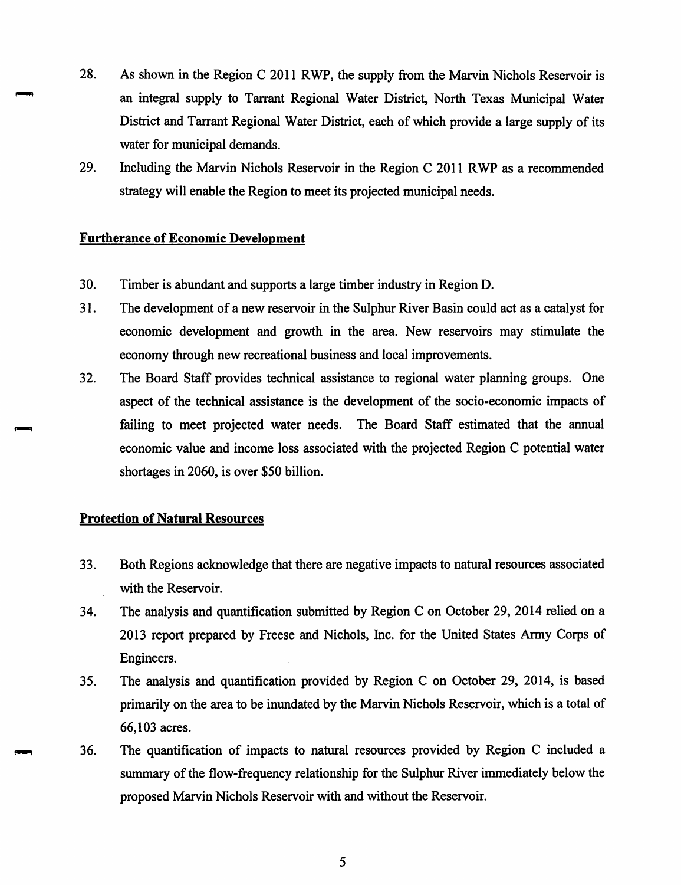28. As shown in the Region C 2011 RWP, the supply from the Marvin Nichols Reservoir is an integral supply to Tarrant Regional Water District, North Texas Municipal Water District and Tarrant Regional Water District, each of which provide a large supply of its water for municipal demands.

29. Including the Marvin Nichols Reservoir in the Region C 2011 RWP as a recommended strategy will enable the Region to meet its projected municipal needs.

**Furtherance of Economic Development**

30. Timber is abundant and supports a large timber industry in Region D.

31. The development of a new reservoir in the Sulphur River Basin could act as a catalyst for economic development and growth in the area. New reservoirs may stimulate the economy through new recreational business and local improvements.

32. The Board Staff provides technical assistance to regional water planning groups. One aspect of the technical assistance is the development of the socio-economic impacts of failing to meet projected water needs. The Board Staff estimated that the annual economic value and income loss associated with the projected Region C potential water shortages in 2060, is over $50 billion.

**Protection of Natural Resources**

33. Both Regions acknowledge that there are negative impacts to natural resources associated with the Reservoir.

34. The analysis and quantification submitted by Region C on October 29, 2014 relied on a 2013 report prepared by Freese and Nichols, Inc. for the United States Army Corps of Engineers.

35. The analysis and quantification provided by Region C on October 29, 2014, is based primarily on the area to be inundated by the Marvin Nichols Reservoir, which is a total of 66,103 acres.

36. The quantification of impacts to natural resources provided by Region C included a summary of the flow-frequency relationship for the Sulphur River immediately below the proposed Marvin Nichols Reservoir with and without the Reservoir.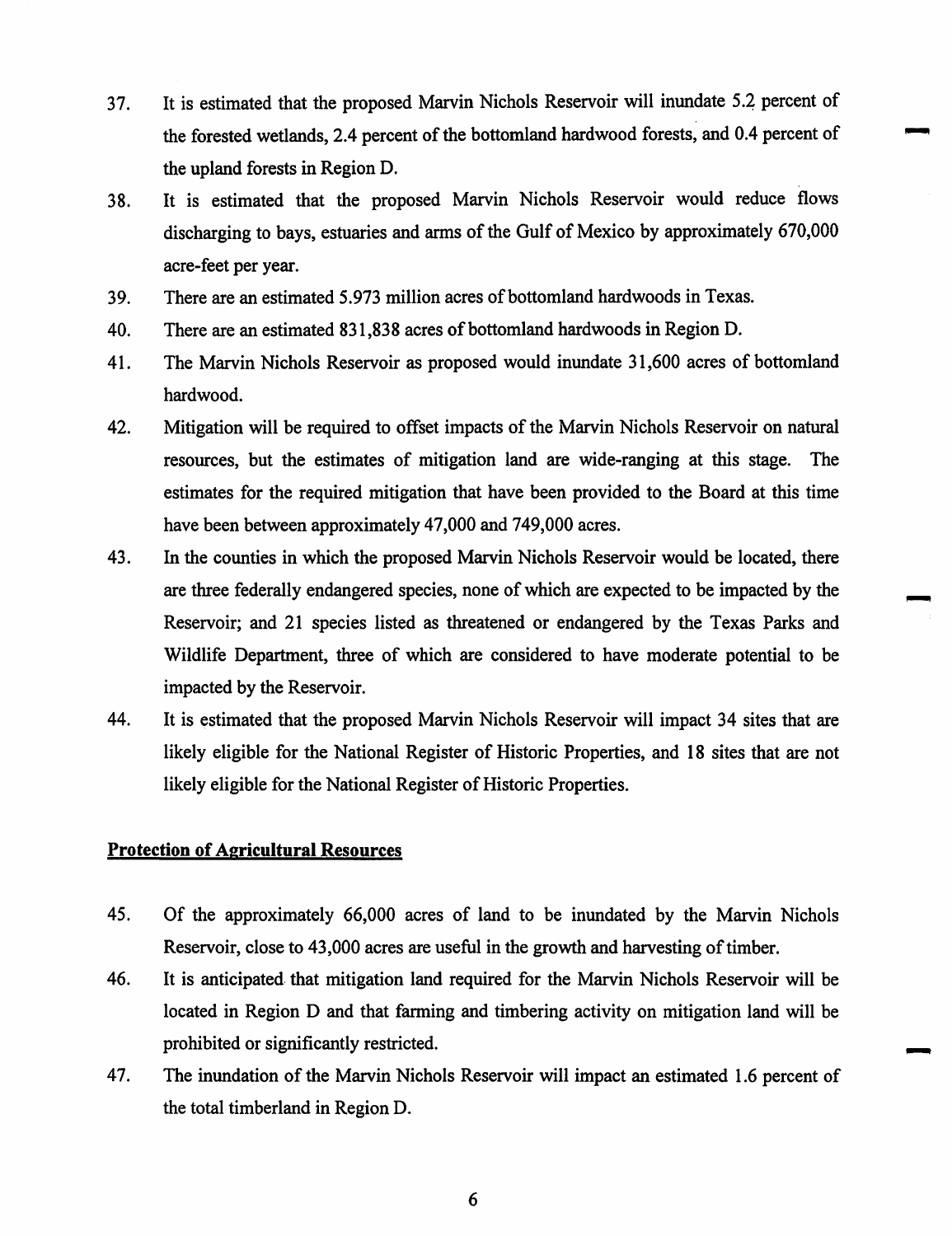37. It is estimated that the proposed Marvin Nichols Reservoir will inundate 5.2 percent of the forested wetlands, 2.4 percent of the bottomland hardwood forests, and 0.4 percent of the upland forests in Region D.
38. It is estimated that the proposed Marvin Nichols Reservoir would reduce flows discharging to bays, estuaries and arms of the Gulf of Mexico by approximately 670,000 acre-feet per year.
39. There are an estimated 5.973 million acres of bottomland hardwoods in Texas.
40. There are an estimated 831,838 acres of bottomland hardwoods in Region D.
41. The Marvin Nichols Reservoir as proposed would inundate 31,600 acres of bottomland hardwood.
42. Mitigation will be required to offset impacts of the Marvin Nichols Reservoir on natural resources, but the estimates of mitigation land are wide-ranging at this stage. The estimates for the required mitigation that have been provided to the Board at this time have been between approximately 47,000 and 749,000 acres.
43. In the counties in which the proposed Marvin Nichols Reservoir would be located, there are three federally endangered species, none of which are expected to be impacted by the Reservoir; and 21 species listed as threatened or endangered by the Texas Parks and Wildlife Department, three of which are considered to have moderate potential to be impacted by the Reservoir.
44. It is estimated that the proposed Marvin Nichols Reservoir will impact 34 sites that are likely eligible for the National Register of Historic Properties, and 18 sites that are not likely eligible for the National Register of Historic Properties.

**Protection of Agricultural Resources**

45. Of the approximately 66,000 acres of land to be inundated by the Marvin Nichols Reservoir, close to 43,000 acres are useful in the growth and harvesting of timber.
46. It is anticipated that mitigation land required for the Marvin Nichols Reservoir will be located in Region D and that farming and timbering activity on mitigation land will be prohibited or significantly restricted.
47. The inundation of the Marvin Nichols Reservoir will impact an estimated 1.6 percent of the total timberland in Region D.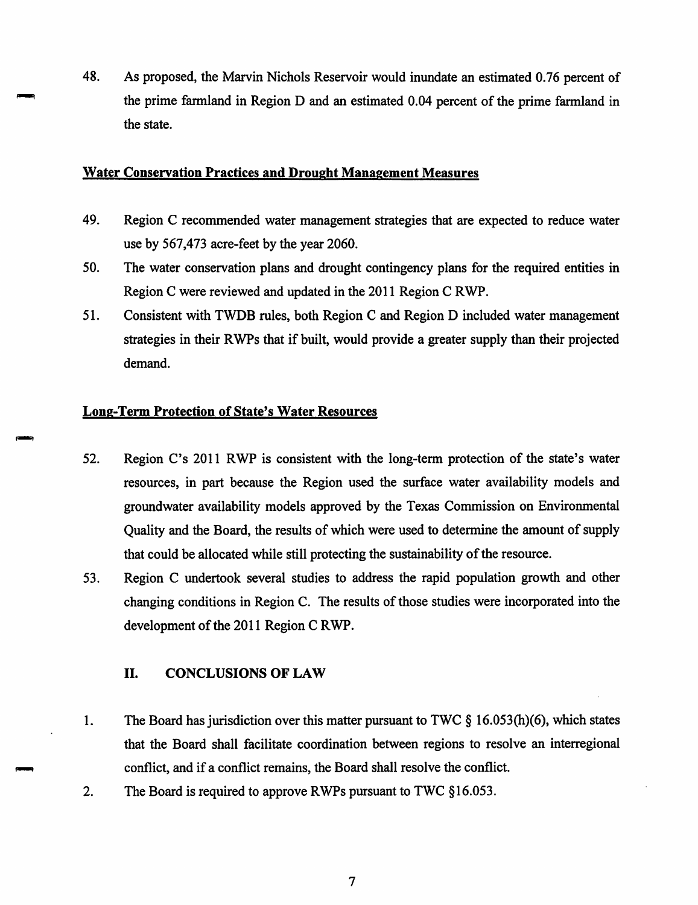48. As proposed, the Marvin Nichols Reservoir would inundate an estimated 0.76 percent of the prime farmland in Region D and an estimated 0.04 percent of the prime farmland in the state.

**Water Conservation Practices and Drought Management Measures**

49. Region C recommended water management strategies that are expected to reduce water use by 567,473 acre-feet by the year 2060.
50. The water conservation plans and drought contingency plans for the required entities in Region C were reviewed and updated in the 2011 Region C RWP.
51. Consistent with TWDB rules, both Region C and Region D included water management strategies in their RWPs that if built, would provide a greater supply than their projected demand.

**Long-Term Protection of State's Water Resources**

52. Region C's 2011 RWP is consistent with the long-term protection of the state's water resources, in part because the Region used the surface water availability models and groundwater availability models approved by the Texas Commission on Environmental Quality and the Board, the results of which were used to determine the amount of supply that could be allocated while still protecting the sustainability of the resource.
53. Region C undertook several studies to address the rapid population growth and other changing conditions in Region C. The results of those studies were incorporated into the development of the 2011 Region C RWP.

## II. CONCLUSIONS OF LAW

1. The Board has jurisdiction over this matter pursuant to TWC § 16.053(h)(6), which states that the Board shall facilitate coordination between regions to resolve an interregional conflict, and if a conflict remains, the Board shall resolve the conflict.
2. The Board is required to approve RWPs pursuant to TWC §16.053.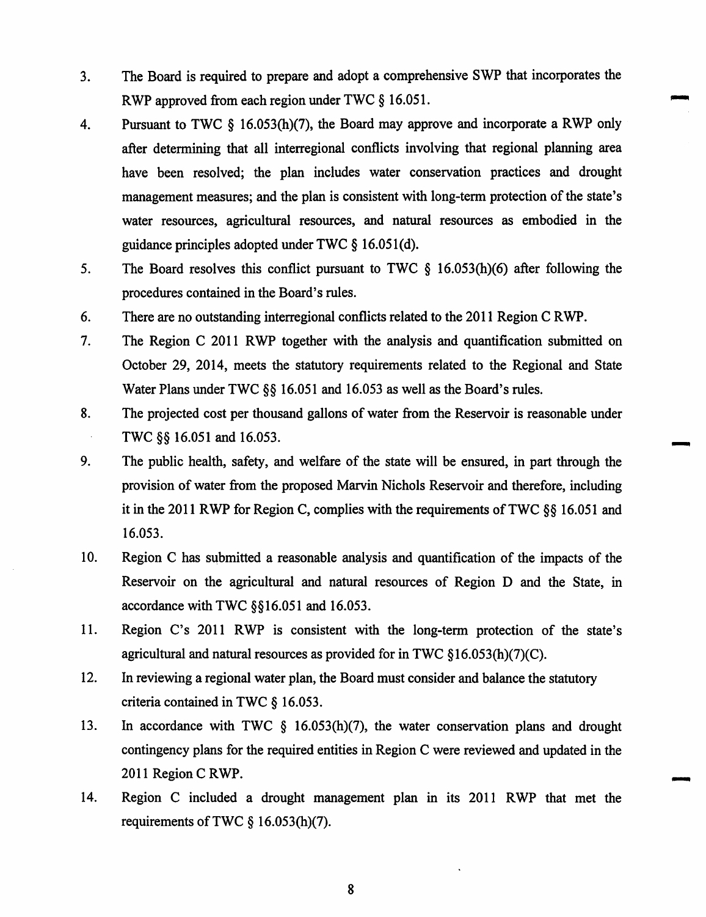3. The Board is required to prepare and adopt a comprehensive SWP that incorporates the RWP approved from each region under TWC § 16.051.

4. Pursuant to TWC § 16.053(h)(7), the Board may approve and incorporate a RWP only after determining that all interregional conflicts involving that regional planning area have been resolved; the plan includes water conservation practices and drought management measures; and the plan is consistent with long-term protection of the state's water resources, agricultural resources, and natural resources as embodied in the guidance principles adopted under TWC § 16.051(d).

5. The Board resolves this conflict pursuant to TWC § 16.053(h)(6) after following the procedures contained in the Board's rules.

6. There are no outstanding interregional conflicts related to the 2011 Region C RWP.

7. The Region C 2011 RWP together with the analysis and quantification submitted on October 29, 2014, meets the statutory requirements related to the Regional and State Water Plans under TWC §§ 16.051 and 16.053 as well as the Board's rules.

8. The projected cost per thousand gallons of water from the Reservoir is reasonable under TWC §§ 16.051 and 16.053.

9. The public health, safety, and welfare of the state will be ensured, in part through the provision of water from the proposed Marvin Nichols Reservoir and therefore, including it in the 2011 RWP for Region C, complies with the requirements of TWC §§ 16.051 and 16.053.

10. Region C has submitted a reasonable analysis and quantification of the impacts of the Reservoir on the agricultural and natural resources of Region D and the State, in accordance with TWC §§16.051 and 16.053.

11. Region C's 2011 RWP is consistent with the long-term protection of the state's agricultural and natural resources as provided for in TWC §16.053(h)(7)(C).

12. In reviewing a regional water plan, the Board must consider and balance the statutory criteria contained in TWC § 16.053.

13. In accordance with TWC § 16.053(h)(7), the water conservation plans and drought contingency plans for the required entities in Region C were reviewed and updated in the 2011 Region C RWP.

14. Region C included a drought management plan in its 2011 RWP that met the requirements of TWC § 16.053(h)(7).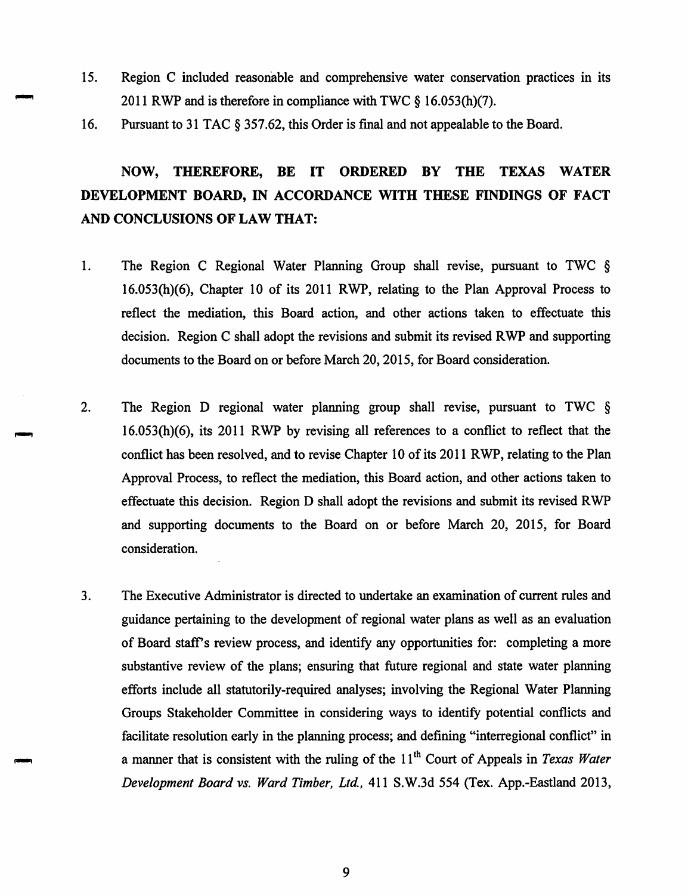15. Region C included reasonable and comprehensive water conservation practices in its 2011 RWP and is therefore in compliance with TWC § 16.053(h)(7).

16. Pursuant to 31 TAC § 357.62, this Order is final and not appealable to the Board.

**NOW, THEREFORE, BE IT ORDERED BY THE TEXAS WATER DEVELOPMENT BOARD, IN ACCORDANCE WITH THESE FINDINGS OF FACT AND CONCLUSIONS OF LAW THAT:**

1. The Region C Regional Water Planning Group shall revise, pursuant to TWC § 16.053(h)(6), Chapter 10 of its 2011 RWP, relating to the Plan Approval Process to reflect the mediation, this Board action, and other actions taken to effectuate this decision. Region C shall adopt the revisions and submit its revised RWP and supporting documents to the Board on or before March 20, 2015, for Board consideration.

2. The Region D regional water planning group shall revise, pursuant to TWC § 16.053(h)(6), its 2011 RWP by revising all references to a conflict to reflect that the conflict has been resolved, and to revise Chapter 10 of its 2011 RWP, relating to the Plan Approval Process, to reflect the mediation, this Board action, and other actions taken to effectuate this decision. Region D shall adopt the revisions and submit its revised RWP and supporting documents to the Board on or before March 20, 2015, for Board consideration.

3. The Executive Administrator is directed to undertake an examination of current rules and guidance pertaining to the development of regional water plans as well as an evaluation of Board staff's review process, and identify any opportunities for: completing a more substantive review of the plans; ensuring that future regional and state water planning efforts include all statutorily-required analyses; involving the Regional Water Planning Groups Stakeholder Committee in considering ways to identify potential conflicts and facilitate resolution early in the planning process; and defining "interregional conflict" in a manner that is consistent with the ruling of the 11th Court of Appeals in *Texas Water Development Board vs. Ward Timber, Ltd.*, 411 S.W.3d 554 (Tex. App.-Eastland 2013,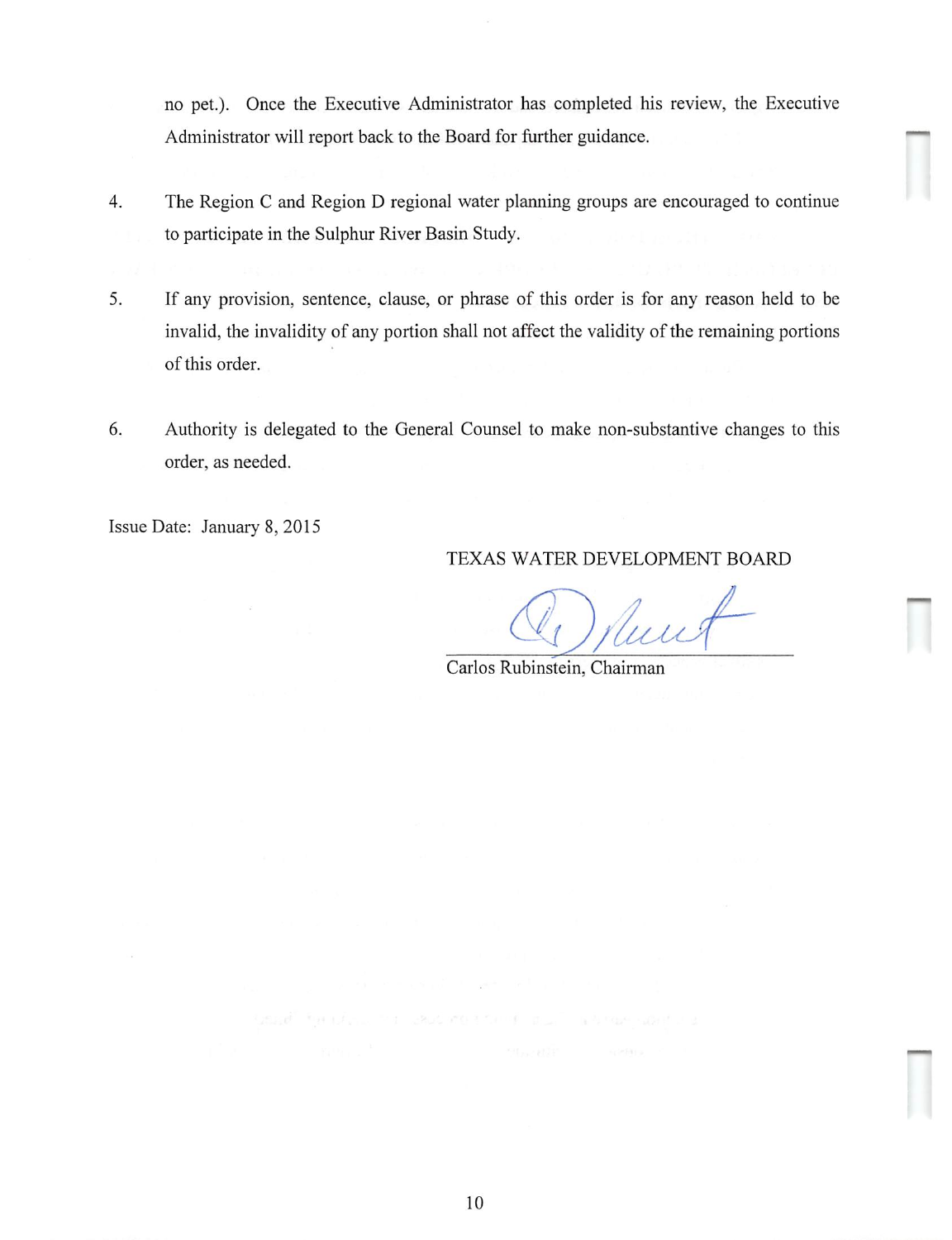no pet.). Once the Executive Administrator has completed his review, the Executive Administrator will report back to the Board for further guidance.

4. The Region C and Region D regional water planning groups are encouraged to continue to participate in the Sulphur River Basin Study.

5. If any provision, sentence, clause, or phrase of this order is for any reason held to be invalid, the invalidity of any portion shall not affect the validity of the remaining portions of this order.

6. Authority is delegated to the General Counsel to make non-substantive changes to this order, as needed.

Issue Date: January 8, 2015

TEXAS WATER DEVELOPMENT BOARD

Carlos Rubinstein, Chairman